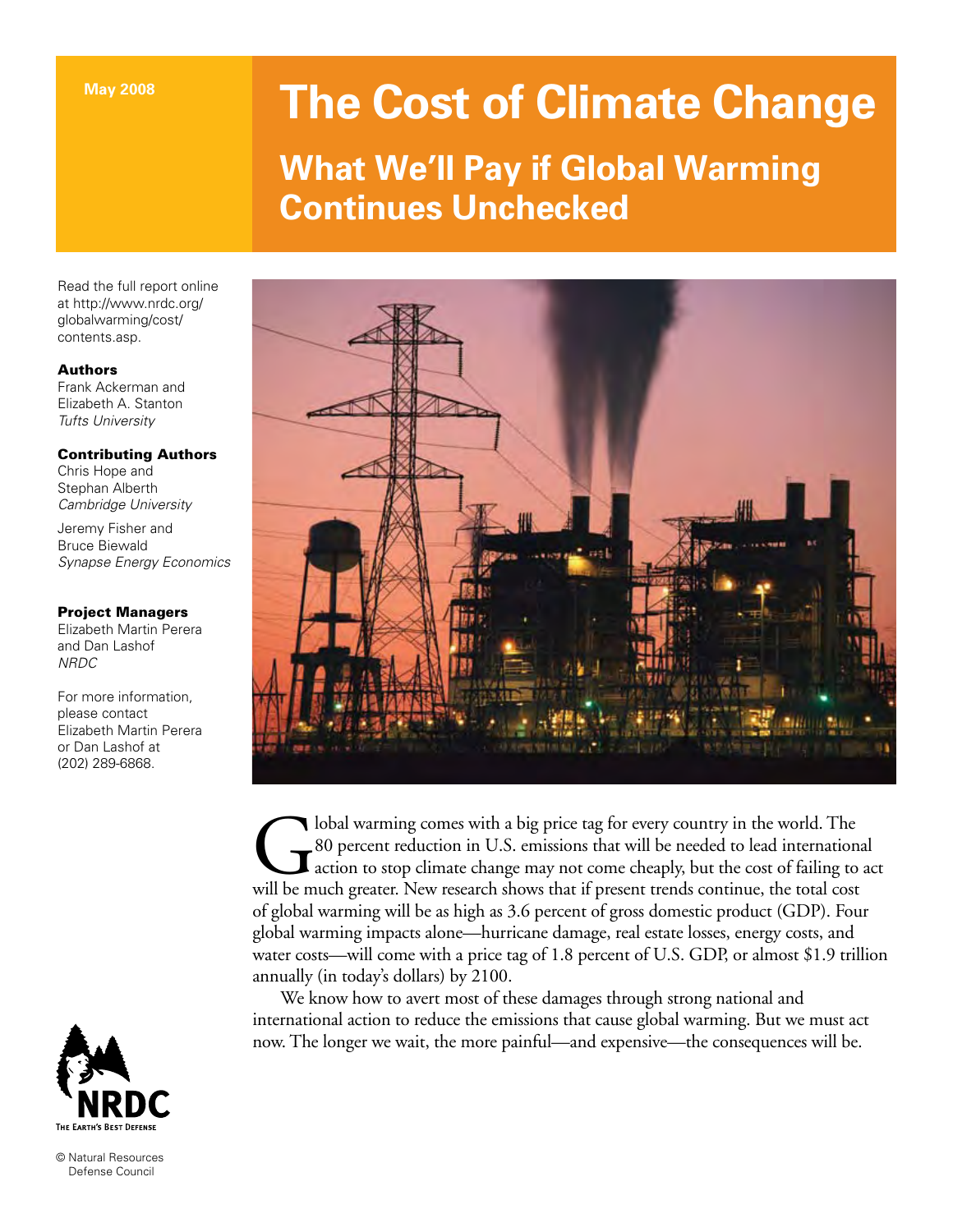May 2008

# The Cost of Climate Change

## What We'll Pay if Global Warming Continues Unchecked

Read the full report online at http://www.nrdc.org/globalwarming/cost/contents.asp.

**Authors**
Frank Ackerman and Elizabeth A. Stanton
*Tufts University*

**Contributing Authors**
Chris Hope and Stephan Alberth
*Cambridge University*

Jeremy Fisher and Bruce Biewald
*Synapse Energy Economics*

**Project Managers**
Elizabeth Martin Perera and Dan Lashof
*NRDC*

For more information, please contact Elizabeth Martin Perera or Dan Lashof at (202) 289-6868.

Global warming comes with a big price tag for every country in the world. The 80 percent reduction in U.S. emissions that will be needed to lead international action to stop climate change may not come cheaply, but the cost of failing to act will be much greater. New research shows that if present trends continue, the total cost of global warming will be as high as 3.6 percent of gross domestic product (GDP). Four global warming impacts alone—hurricane damage, real estate losses, energy costs, and water costs—will come with a price tag of 1.8 percent of U.S. GDP, or almost $1.9 trillion annually (in today's dollars) by 2100.

We know how to avert most of these damages through strong national and international action to reduce the emissions that cause global warming. But we must act now. The longer we wait, the more painful—and expensive—the consequences will be.

NRDC
THE EARTH'S BEST DEFENSE

© Natural Resources Defense Council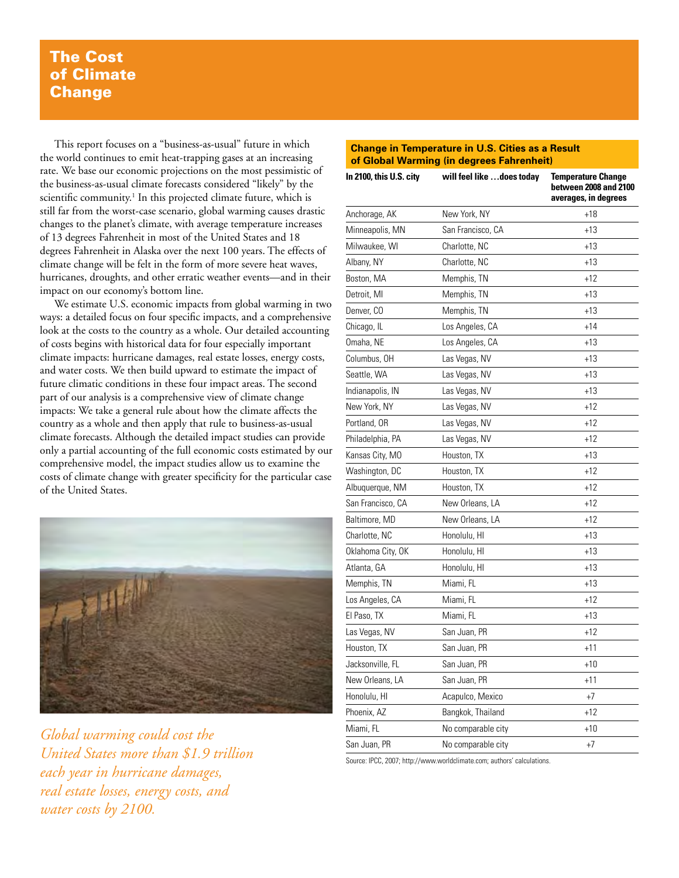# The Cost of Climate Change

This report focuses on a "business-as-usual" future in which the world continues to emit heat-trapping gases at an increasing rate. We base our economic projections on the most pessimistic of the business-as-usual climate forecasts considered "likely" by the scientific community.[1] In this projected climate future, which is still far from the worst-case scenario, global warming causes drastic changes to the planet's climate, with average temperature increases of 13 degrees Fahrenheit in most of the United States and 18 degrees Fahrenheit in Alaska over the next 100 years. The effects of climate change will be felt in the form of more severe heat waves, hurricanes, droughts, and other erratic weather events—and in their impact on our economy's bottom line.

We estimate U.S. economic impacts from global warming in two ways: a detailed focus on four specific impacts, and a comprehensive look at the costs to the country as a whole. Our detailed accounting of costs begins with historical data for four especially important climate impacts: hurricane damages, real estate losses, energy costs, and water costs. We then build upward to estimate the impact of future climatic conditions in these four impact areas. The second part of our analysis is a comprehensive view of climate change impacts: We take a general rule about how the climate affects the country as a whole and then apply that rule to business-as-usual climate forecasts. Although the detailed impact studies can provide only a partial accounting of the full economic costs estimated by our comprehensive model, the impact studies allow us to examine the costs of climate change with greater specificity for the particular case of the United States.

*Global warming could cost the United States more than $1.9 trillion each year in hurricane damages, real estate losses, energy costs, and water costs by 2100.*

**Change in Temperature in U.S. Cities as a Result of Global Warming (in degrees Fahrenheit)**

| In 2100, this U.S. city | will feel like …does today | Temperature Change between 2008 and 2100 averages, in degrees |
|---|---|---|
| Anchorage, AK | New York, NY | +18 |
| Minneapolis, MN | San Francisco, CA | +13 |
| Milwaukee, WI | Charlotte, NC | +13 |
| Albany, NY | Charlotte, NC | +13 |
| Boston, MA | Memphis, TN | +12 |
| Detroit, MI | Memphis, TN | +13 |
| Denver, CO | Memphis, TN | +13 |
| Chicago, IL | Los Angeles, CA | +14 |
| Omaha, NE | Los Angeles, CA | +13 |
| Columbus, OH | Las Vegas, NV | +13 |
| Seattle, WA | Las Vegas, NV | +13 |
| Indianapolis, IN | Las Vegas, NV | +13 |
| New York, NY | Las Vegas, NV | +12 |
| Portland, OR | Las Vegas, NV | +12 |
| Philadelphia, PA | Las Vegas, NV | +12 |
| Kansas City, MO | Houston, TX | +13 |
| Washington, DC | Houston, TX | +12 |
| Albuquerque, NM | Houston, TX | +12 |
| San Francisco, CA | New Orleans, LA | +12 |
| Baltimore, MD | New Orleans, LA | +12 |
| Charlotte, NC | Honolulu, HI | +13 |
| Oklahoma City, OK | Honolulu, HI | +13 |
| Atlanta, GA | Honolulu, HI | +13 |
| Memphis, TN | Miami, FL | +13 |
| Los Angeles, CA | Miami, FL | +12 |
| El Paso, TX | Miami, FL | +13 |
| Las Vegas, NV | San Juan, PR | +12 |
| Houston, TX | San Juan, PR | +11 |
| Jacksonville, FL | San Juan, PR | +10 |
| New Orleans, LA | San Juan, PR | +11 |
| Honolulu, HI | Acapulco, Mexico | +7 |
| Phoenix, AZ | Bangkok, Thailand | +12 |
| Miami, FL | No comparable city | +10 |
| San Juan, PR | No comparable city | +7 |

Source: IPCC, 2007; http://www.worldclimate.com; authors' calculations.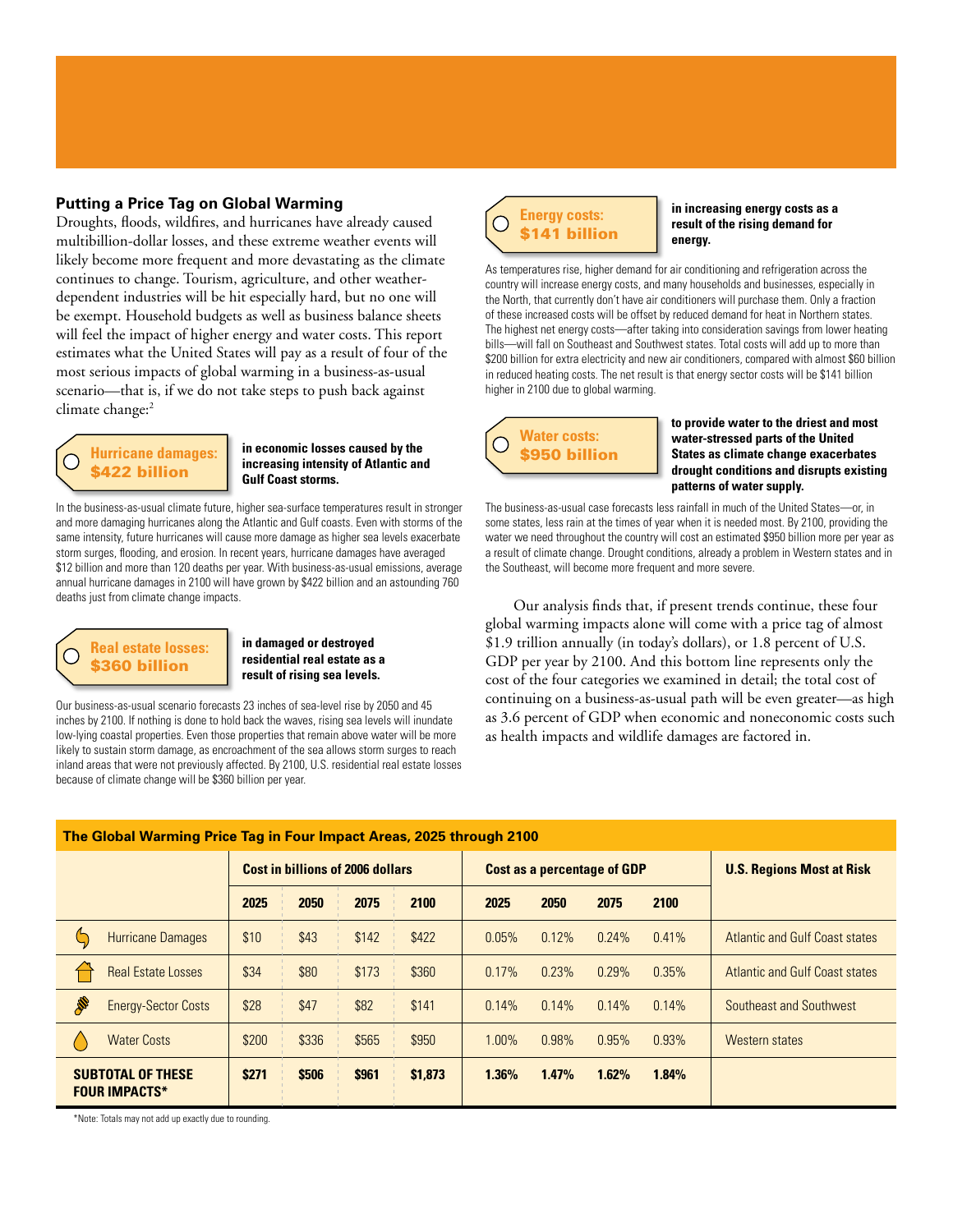## Putting a Price Tag on Global Warming

Droughts, floods, wildfires, and hurricanes have already caused multibillion-dollar losses, and these extreme weather events will likely become more frequent and more devastating as the climate continues to change. Tourism, agriculture, and other weather-dependent industries will be hit especially hard, but no one will be exempt. Household budgets as well as business balance sheets will feel the impact of higher energy and water costs. This report estimates what the United States will pay as a result of four of the most serious impacts of global warming in a business-as-usual scenario—that is, if we do not take steps to push back against climate change:[2]

**Hurricane damages: $422 billion** in economic losses caused by the increasing intensity of Atlantic and Gulf Coast storms.

In the business-as-usual climate future, higher sea-surface temperatures result in stronger and more damaging hurricanes along the Atlantic and Gulf coasts. Even with storms of the same intensity, future hurricanes will cause more damage as higher sea levels exacerbate storm surges, flooding, and erosion. In recent years, hurricane damages have averaged $12 billion and more than 120 deaths per year. With business-as-usual emissions, average annual hurricane damages in 2100 will have grown by $422 billion and an astounding 760 deaths just from climate change impacts.

**Real estate losses: $360 billion** in damaged or destroyed residential real estate as a result of rising sea levels.

Our business-as-usual scenario forecasts 23 inches of sea-level rise by 2050 and 45 inches by 2100. If nothing is done to hold back the waves, rising sea levels will inundate low-lying coastal properties. Even those properties that remain above water will be more likely to sustain storm damage, as encroachment of the sea allows storm surges to reach inland areas that were not previously affected. By 2100, U.S. residential real estate losses because of climate change will be $360 billion per year.

**Energy costs: $141 billion** in increasing energy costs as a result of the rising demand for energy.

As temperatures rise, higher demand for air conditioning and refrigeration across the country will increase energy costs, and many households and businesses, especially in the North, that currently don't have air conditioners will purchase them. Only a fraction of these increased costs will be offset by reduced demand for heat in Northern states. The highest net energy costs—after taking into consideration savings from lower heating bills—will fall on Southeast and Southwest states. Total costs will add up to more than $200 billion for extra electricity and new air conditioners, compared with almost $60 billion in reduced heating costs. The net result is that energy sector costs will be $141 billion higher in 2100 due to global warming.

**Water costs: $950 billion** to provide water to the driest and most water-stressed parts of the United States as climate change exacerbates drought conditions and disrupts existing patterns of water supply.

The business-as-usual case forecasts less rainfall in much of the United States—or, in some states, less rain at the times of year when it is needed most. By 2100, providing the water we need throughout the country will cost an estimated $950 billion more per year as a result of climate change. Drought conditions, already a problem in Western states and in the Southeast, will become more frequent and more severe.

Our analysis finds that, if present trends continue, these four global warming impacts alone will come with a price tag of almost $1.9 trillion annually (in today's dollars), or 1.8 percent of U.S. GDP per year by 2100. And this bottom line represents only the cost of the four categories we examined in detail; the total cost of continuing on a business-as-usual path will be even greater—as high as 3.6 percent of GDP when economic and noneconomic costs such as health impacts and wildlife damages are factored in.

**The Global Warming Price Tag in Four Impact Areas, 2025 through 2100**

| | Cost in billions of 2006 dollars | | | | Cost as a percentage of GDP | | | | U.S. Regions Most at Risk |
|---|---|---|---|---|---|---|---|---|---|
| | 2025 | 2050 | 2075 | 2100 | 2025 | 2050 | 2075 | 2100 | |
| Hurricane Damages | $10 | $43 | $142 | $422 | 0.05% | 0.12% | 0.24% | 0.41% | Atlantic and Gulf Coast states |
| Real Estate Losses | $34 | $80 | $173 | $360 | 0.17% | 0.23% | 0.29% | 0.35% | Atlantic and Gulf Coast states |
| Energy-Sector Costs | $28 | $47 | $82 | $141 | 0.14% | 0.14% | 0.14% | 0.14% | Southeast and Southwest |
| Water Costs | $200 | $336 | $565 | $950 | 1.00% | 0.98% | 0.95% | 0.93% | Western states |
| **SUBTOTAL OF THESE FOUR IMPACTS*** | **$271** | **$506** | **$961** | **$1,873** | **1.36%** | **1.47%** | **1.62%** | **1.84%** | |

*Note: Totals may not add up exactly due to rounding.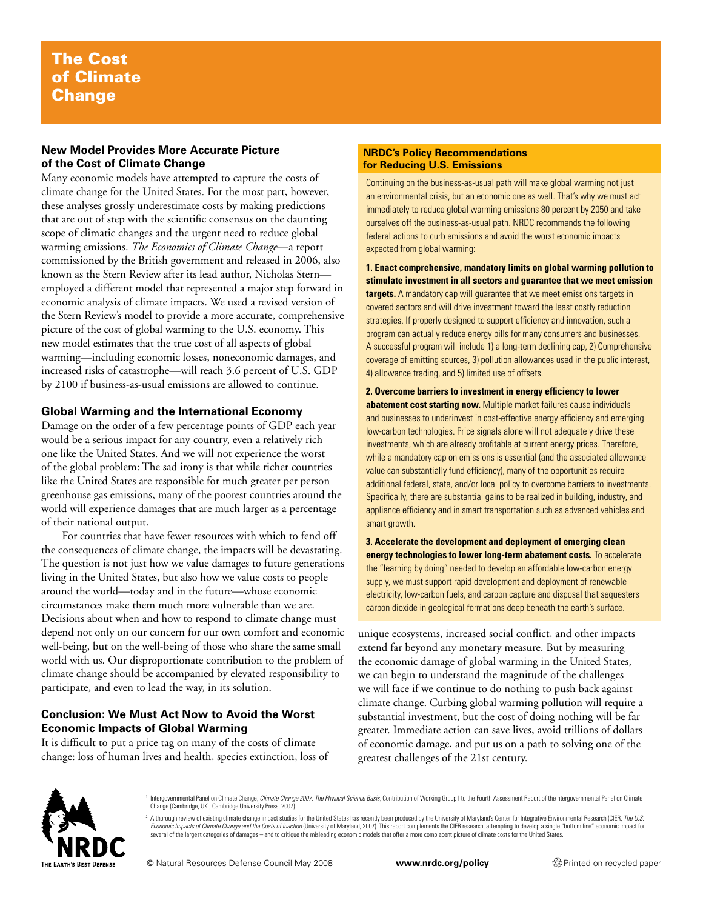# The Cost of Climate Change

## New Model Provides More Accurate Picture of the Cost of Climate Change

Many economic models have attempted to capture the costs of climate change for the United States. For the most part, however, these analyses grossly underestimate costs by making predictions that are out of step with the scientific consensus on the daunting scope of climatic changes and the urgent need to reduce global warming emissions. *The Economics of Climate Change*—a report commissioned by the British government and released in 2006, also known as the Stern Review after its lead author, Nicholas Stern—employed a different model that represented a major step forward in economic analysis of climate impacts. We used a revised version of the Stern Review's model to provide a more accurate, comprehensive picture of the cost of global warming to the U.S. economy. This new model estimates that the true cost of all aspects of global warming—including economic losses, noneconomic damages, and increased risks of catastrophe—will reach 3.6 percent of U.S. GDP by 2100 if business-as-usual emissions are allowed to continue.

## Global Warming and the International Economy

Damage on the order of a few percentage points of GDP each year would be a serious impact for any country, even a relatively rich one like the United States. And we will not experience the worst of the global problem: The sad irony is that while richer countries like the United States are responsible for much greater per person greenhouse gas emissions, many of the poorest countries around the world will experience damages that are much larger as a percentage of their national output.

For countries that have fewer resources with which to fend off the consequences of climate change, the impacts will be devastating. The question is not just how we value damages to future generations living in the United States, but also how we value costs to people around the world—today and in the future—whose economic circumstances make them much more vulnerable than we are. Decisions about when and how to respond to climate change must depend not only on our concern for our own comfort and economic well-being, but on the well-being of those who share the same small world with us. Our disproportionate contribution to the problem of climate change should be accompanied by elevated responsibility to participate, and even to lead the way, in its solution.

## Conclusion: We Must Act Now to Avoid the Worst Economic Impacts of Global Warming

It is difficult to put a price tag on many of the costs of climate change: loss of human lives and health, species extinction, loss of unique ecosystems, increased social conflict, and other impacts extend far beyond any monetary measure. But by measuring the economic damage of global warming in the United States, we can begin to understand the magnitude of the challenges we will face if we continue to do nothing to push back against climate change. Curbing global warming pollution will require a substantial investment, but the cost of doing nothing will be far greater. Immediate action can save lives, avoid trillions of dollars of economic damage, and put us on a path to solving one of the greatest challenges of the 21st century.

### NRDC's Policy Recommendations for Reducing U.S. Emissions

Continuing on the business-as-usual path will make global warming not just an environmental crisis, but an economic one as well. That's why we must act immediately to reduce global warming emissions 80 percent by 2050 and take ourselves off the business-as-usual path. NRDC recommends the following federal actions to curb emissions and avoid the worst economic impacts expected from global warming:

**1. Enact comprehensive, mandatory limits on global warming pollution to stimulate investment in all sectors and guarantee that we meet emission targets.** A mandatory cap will guarantee that we meet emissions targets in covered sectors and will drive investment toward the least costly reduction strategies. If properly designed to support efficiency and innovation, such a program can actually reduce energy bills for many consumers and businesses. A successful program will include 1) a long-term declining cap, 2) Comprehensive coverage of emitting sources, 3) pollution allowances used in the public interest, 4) allowance trading, and 5) limited use of offsets.

**2. Overcome barriers to investment in energy efficiency to lower abatement cost starting now.** Multiple market failures cause individuals and businesses to underinvest in cost-effective energy efficiency and emerging low-carbon technologies. Price signals alone will not adequately drive these investments, which are already profitable at current energy prices. Therefore, while a mandatory cap on emissions is essential (and the associated allowance value can substantially fund efficiency), many of the opportunities require additional federal, state, and/or local policy to overcome barriers to investments. Specifically, there are substantial gains to be realized in building, industry, and appliance efficiency and in smart transportation such as advanced vehicles and smart growth.

**3. Accelerate the development and deployment of emerging clean energy technologies to lower long-term abatement costs.** To accelerate the "learning by doing" needed to develop an affordable low-carbon energy supply, we must support rapid development and deployment of renewable electricity, low-carbon fuels, and carbon capture and disposal that sequesters carbon dioxide in geological formations deep beneath the earth's surface.

---

[1] Intergovernmental Panel on Climate Change, *Climate Change 2007: The Physical Science Basis*, Contribution of Working Group I to the Fourth Assessment Report of the ntergovernmental Panel on Climate Change (Cambridge, UK., Cambridge University Press, 2007).

[2] A thorough review of existing climate change impact studies for the United States has recently been produced by the University of Maryland's Center for Integrative Environmental Research (CIER, *The U.S. Economic Impacts of Climate Change and the Costs of Inaction* (University of Maryland, 2007). This report complements the CIER research, attempting to develop a single "bottom line" economic impact for several of the largest categories of damages – and to critique the misleading economic models that offer a more complacent picture of climate costs for the United States.

NRDC
The Earth's Best Defense

© Natural Resources Defense Council May 2008 **www.nrdc.org/policy** Printed on recycled paper